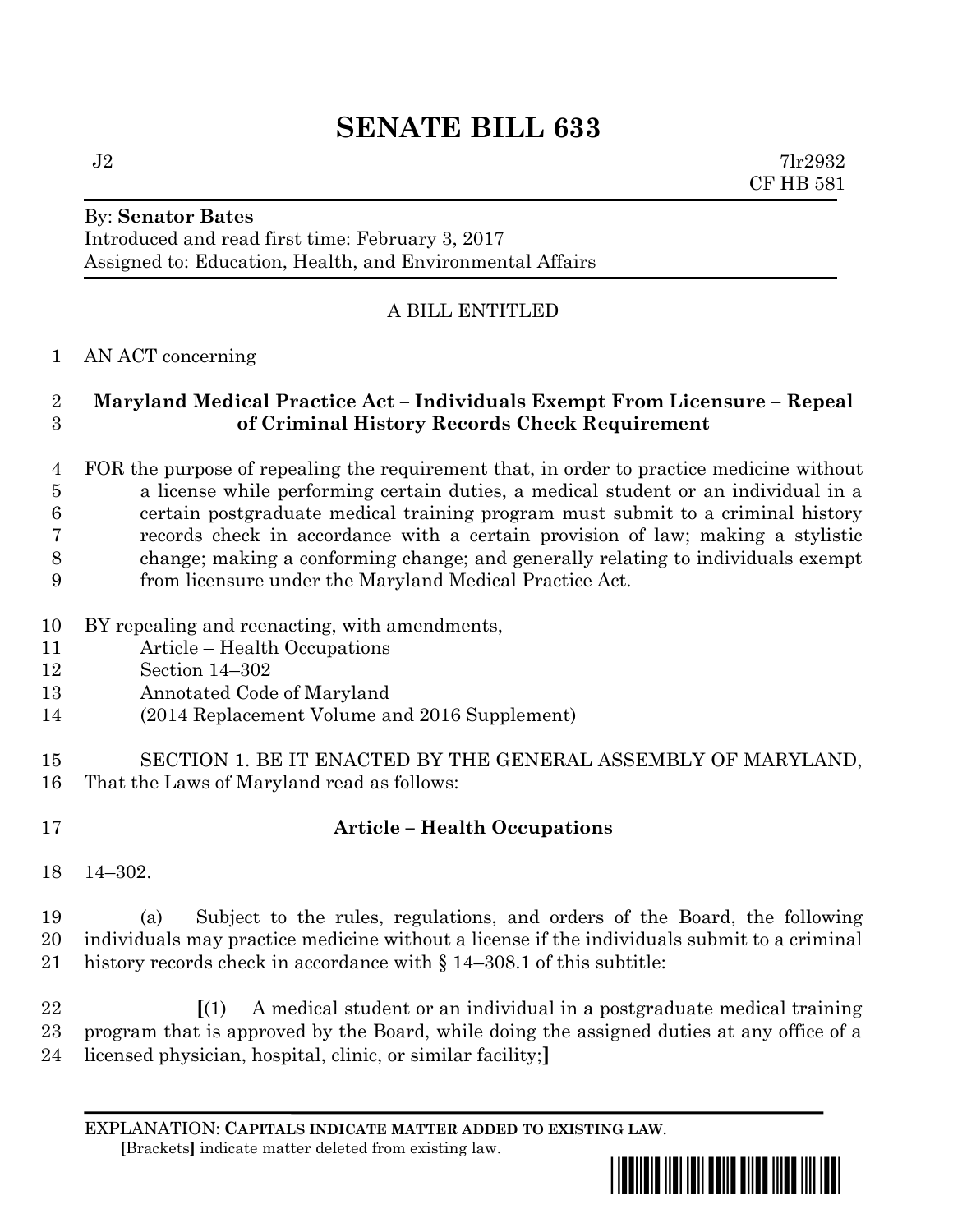# SENATE BILL 633

J2 7lr2932
CF HB 581

By: **Senator Bates**
Introduced and read first time: February 3, 2017
Assigned to: Education, Health, and Environmental Affairs

A BILL ENTITLED

AN ACT concerning

**Maryland Medical Practice Act – Individuals Exempt From Licensure – Repeal of Criminal History Records Check Requirement**

FOR the purpose of repealing the requirement that, in order to practice medicine without a license while performing certain duties, a medical student or an individual in a certain postgraduate medical training program must submit to a criminal history records check in accordance with a certain provision of law; making a stylistic change; making a conforming change; and generally relating to individuals exempt from licensure under the Maryland Medical Practice Act.

BY repealing and reenacting, with amendments,
Article – Health Occupations
Section 14–302
Annotated Code of Maryland
(2014 Replacement Volume and 2016 Supplement)

SECTION 1. BE IT ENACTED BY THE GENERAL ASSEMBLY OF MARYLAND, That the Laws of Maryland read as follows:

**Article – Health Occupations**

14–302.

(a) Subject to the rules, regulations, and orders of the Board, the following individuals may practice medicine without a license if the individuals submit to a criminal history records check in accordance with § 14–308.1 of this subtitle:

**[**(1) A medical student or an individual in a postgraduate medical training program that is approved by the Board, while doing the assigned duties at any office of a licensed physician, hospital, clinic, or similar facility;**]**

EXPLANATION: **CAPITALS INDICATE MATTER ADDED TO EXISTING LAW.**
**[**Brackets**]** indicate matter deleted from existing law.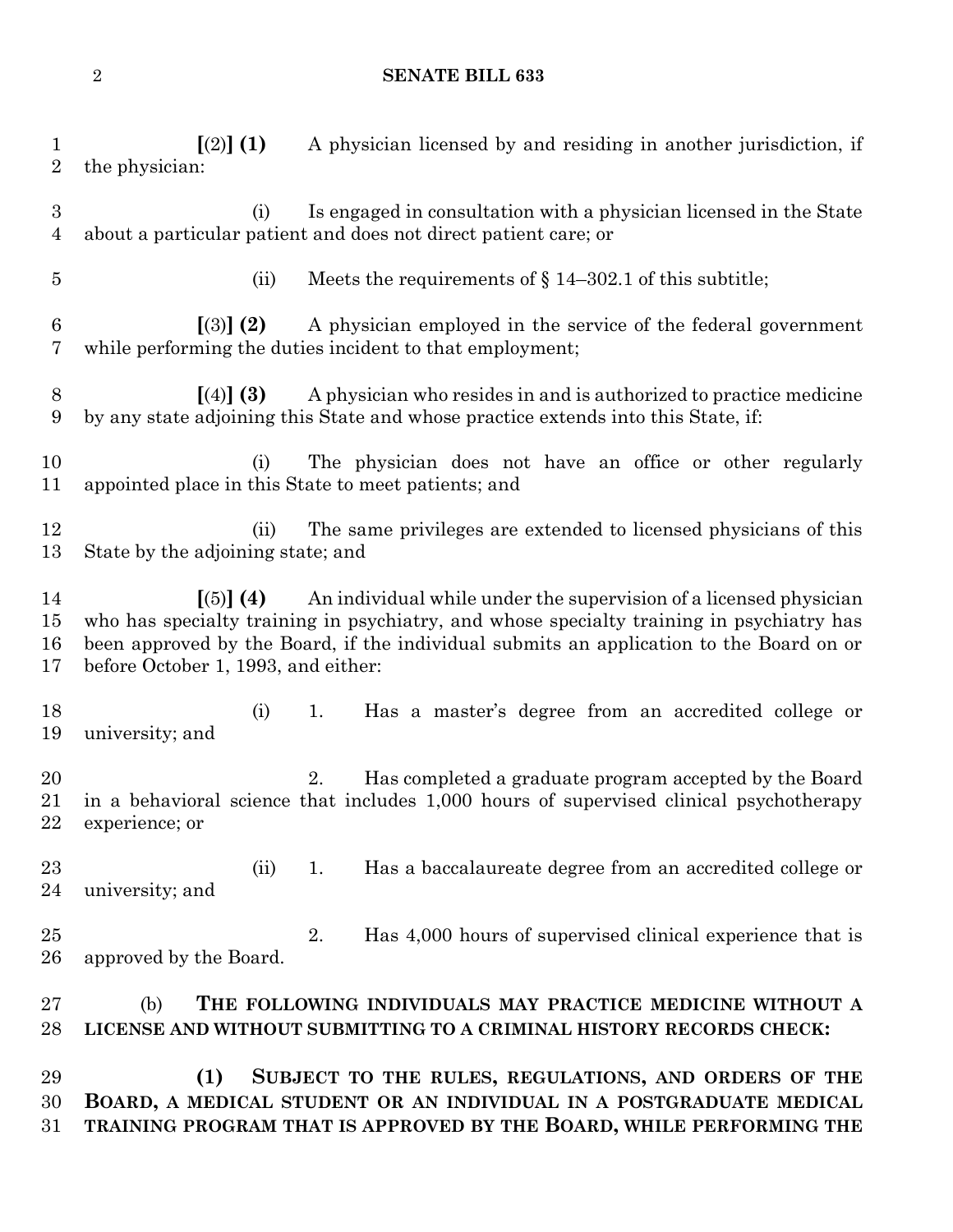**[**(2)**] (1)** A physician licensed by and residing in another jurisdiction, if the physician:

(i) Is engaged in consultation with a physician licensed in the State about a particular patient and does not direct patient care; or

(ii) Meets the requirements of § 14–302.1 of this subtitle;

**[**(3)**] (2)** A physician employed in the service of the federal government while performing the duties incident to that employment;

**[**(4)**] (3)** A physician who resides in and is authorized to practice medicine by any state adjoining this State and whose practice extends into this State, if:

(i) The physician does not have an office or other regularly appointed place in this State to meet patients; and

(ii) The same privileges are extended to licensed physicians of this State by the adjoining state; and

**[**(5)**] (4)** An individual while under the supervision of a licensed physician who has specialty training in psychiatry, and whose specialty training in psychiatry has been approved by the Board, if the individual submits an application to the Board on or before October 1, 1993, and either:

(i) 1. Has a master's degree from an accredited college or university; and

2. Has completed a graduate program accepted by the Board in a behavioral science that includes 1,000 hours of supervised clinical psychotherapy experience; or

(ii) 1. Has a baccalaureate degree from an accredited college or university; and

2. Has 4,000 hours of supervised clinical experience that is approved by the Board.

(b) **THE FOLLOWING INDIVIDUALS MAY PRACTICE MEDICINE WITHOUT A LICENSE AND WITHOUT SUBMITTING TO A CRIMINAL HISTORY RECORDS CHECK:**

**(1) SUBJECT TO THE RULES, REGULATIONS, AND ORDERS OF THE BOARD, A MEDICAL STUDENT OR AN INDIVIDUAL IN A POSTGRADUATE MEDICAL TRAINING PROGRAM THAT IS APPROVED BY THE BOARD, WHILE PERFORMING THE**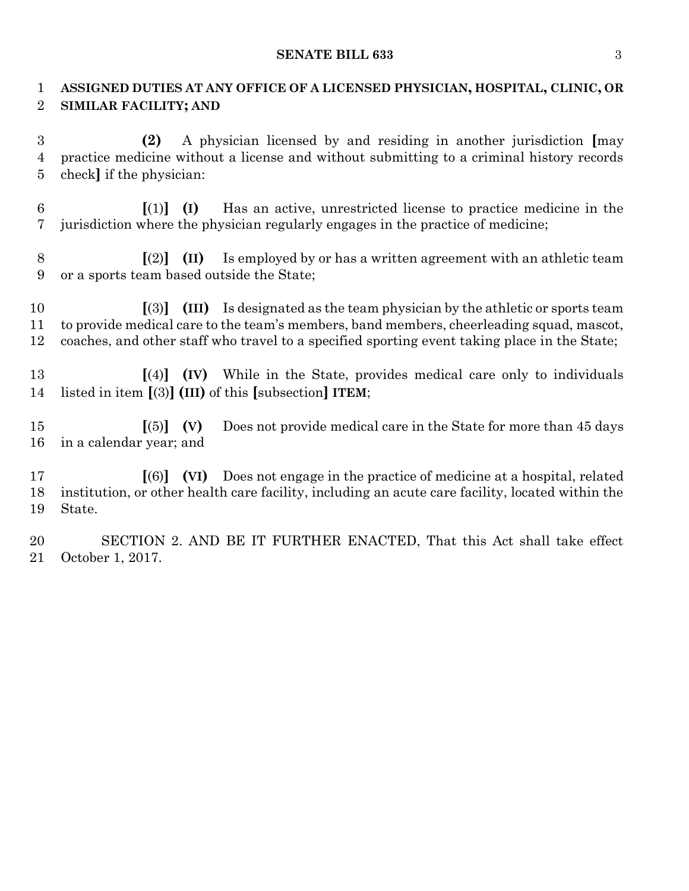**ASSIGNED DUTIES AT ANY OFFICE OF A LICENSED PHYSICIAN, HOSPITAL, CLINIC, OR SIMILAR FACILITY; AND**

**(2)** A physician licensed by and residing in another jurisdiction **[**may practice medicine without a license and without submitting to a criminal history records check**]** if the physician:

**[**(1)**]** **(I)** Has an active, unrestricted license to practice medicine in the jurisdiction where the physician regularly engages in the practice of medicine;

**[**(2)**]** **(II)** Is employed by or has a written agreement with an athletic team or a sports team based outside the State;

**[**(3)**]** **(III)** Is designated as the team physician by the athletic or sports team to provide medical care to the team's members, band members, cheerleading squad, mascot, coaches, and other staff who travel to a specified sporting event taking place in the State;

**[**(4)**]** **(IV)** While in the State, provides medical care only to individuals listed in item **[**(3)**]** **(III)** of this **[**subsection**]** **ITEM**;

**[**(5)**]** **(V)** Does not provide medical care in the State for more than 45 days in a calendar year; and

**[**(6)**]** **(VI)** Does not engage in the practice of medicine at a hospital, related institution, or other health care facility, including an acute care facility, located within the State.

SECTION 2. AND BE IT FURTHER ENACTED, That this Act shall take effect October 1, 2017.